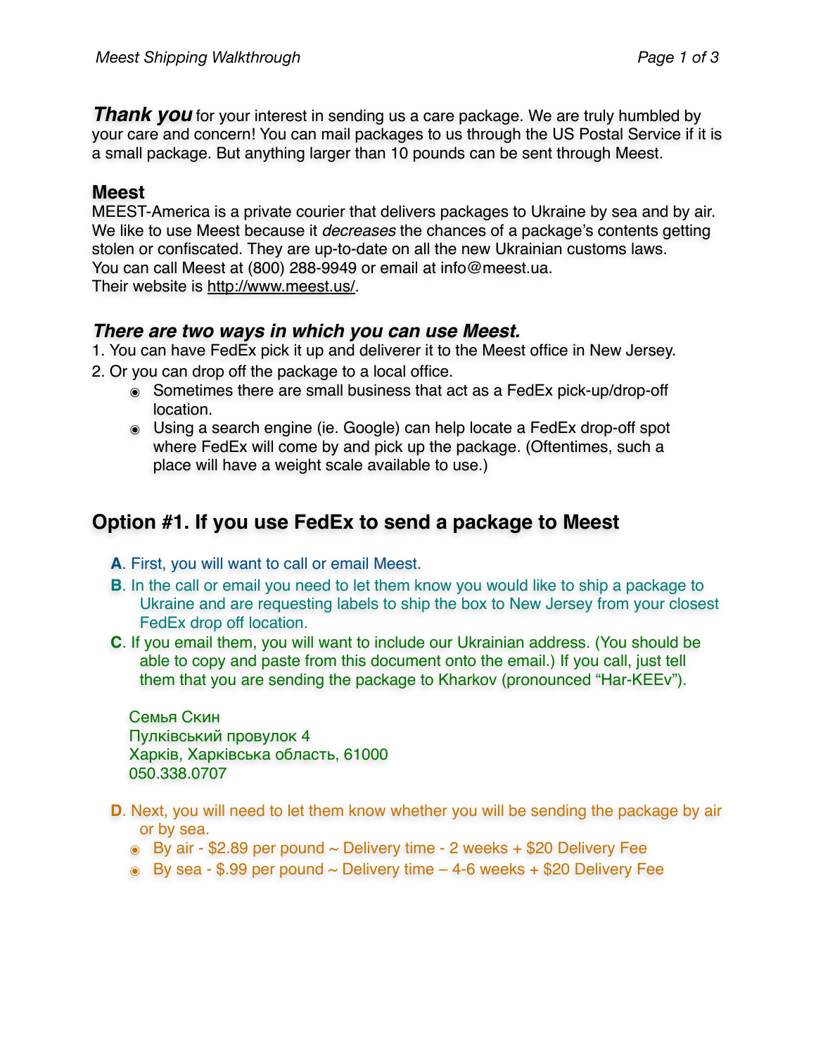***Thank you*** for your interest in sending us a care package. We are truly humbled by your care and concern! You can mail packages to us through the US Postal Service if it is a small package. But anything larger than 10 pounds can be sent through Meest.

## Meest

MEEST-America is a private courier that delivers packages to Ukraine by sea and by air. We like to use Meest because it *decreases* the chances of a package's contents getting stolen or confiscated. They are up-to-date on all the new Ukrainian customs laws.
You can call Meest at (800) 288-9949 or email at info@meest.ua.
Their website is http://www.meest.us/.

### *There are two ways in which you can use Meest.*

1. You can have FedEx pick it up and deliverer it to the Meest office in New Jersey.
2. Or you can drop off the package to a local office.
   - Sometimes there are small business that act as a FedEx pick-up/drop-off location.
   - Using a search engine (ie. Google) can help locate a FedEx drop-off spot where FedEx will come by and pick up the package. (Oftentimes, such a place will have a weight scale available to use.)

## Option #1. If you use FedEx to send a package to Meest

**A**. First, you will want to call or email Meest.

**B**. In the call or email you need to let them know you would like to ship a package to Ukraine and are requesting labels to ship the box to New Jersey from your closest FedEx drop off location.

**C**. If you email them, you will want to include our Ukrainian address. (You should be able to copy and paste from this document onto the email.) If you call, just tell them that you are sending the package to Kharkov (pronounced "Har-KEEv").

Семья Скин
Пулківський провулок 4
Харків, Харківська область, 61000
050.338.0707

**D**. Next, you will need to let them know whether you will be sending the package by air or by sea.

- By air - $2.89 per pound ~ Delivery time - 2 weeks + $20 Delivery Fee
- By sea - $.99 per pound ~ Delivery time – 4-6 weeks + $20 Delivery Fee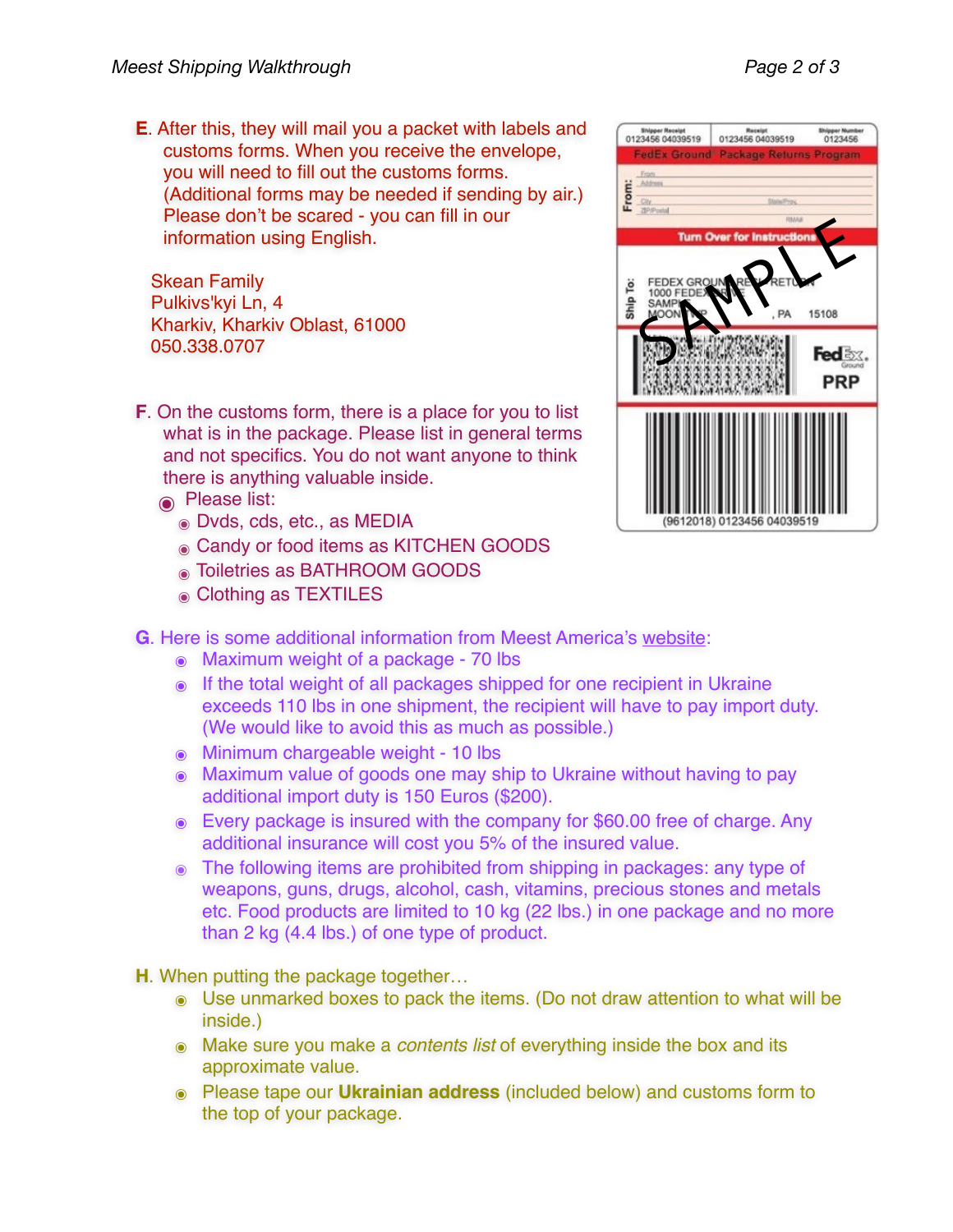**E**. After this, they will mail you a packet with labels and customs forms. When you receive the envelope, you will need to fill out the customs forms. (Additional forms may be needed if sending by air.) Please don't be scared - you can fill in our information using English.

Skean Family
Pulkivs'kyi Ln, 4
Kharkiv, Kharkiv Oblast, 61000
050.338.0707

**F**. On the customs form, there is a place for you to list what is in the package. Please list in general terms and not specifics. You do not want anyone to think there is anything valuable inside.

- Please list:
  - Dvds, cds, etc., as MEDIA
  - Candy or food items as KITCHEN GOODS
  - Toiletries as BATHROOM GOODS
  - Clothing as TEXTILES

**G**. Here is some additional information from Meest America's website:

- Maximum weight of a package - 70 lbs
- If the total weight of all packages shipped for one recipient in Ukraine exceeds 110 lbs in one shipment, the recipient will have to pay import duty. (We would like to avoid this as much as possible.)
- Minimum chargeable weight - 10 lbs
- Maximum value of goods one may ship to Ukraine without having to pay additional import duty is 150 Euros ($200).
- Every package is insured with the company for $60.00 free of charge. Any additional insurance will cost you 5% of the insured value.
- The following items are prohibited from shipping in packages: any type of weapons, guns, drugs, alcohol, cash, vitamins, precious stones and metals etc. Food products are limited to 10 kg (22 lbs.) in one package and no more than 2 kg (4.4 lbs.) of one type of product.

**H**. When putting the package together…

- Use unmarked boxes to pack the items. (Do not draw attention to what will be inside.)
- Make sure you make a *contents list* of everything inside the box and its approximate value.
- Please tape our **Ukrainian address** (included below) and customs form to the top of your package.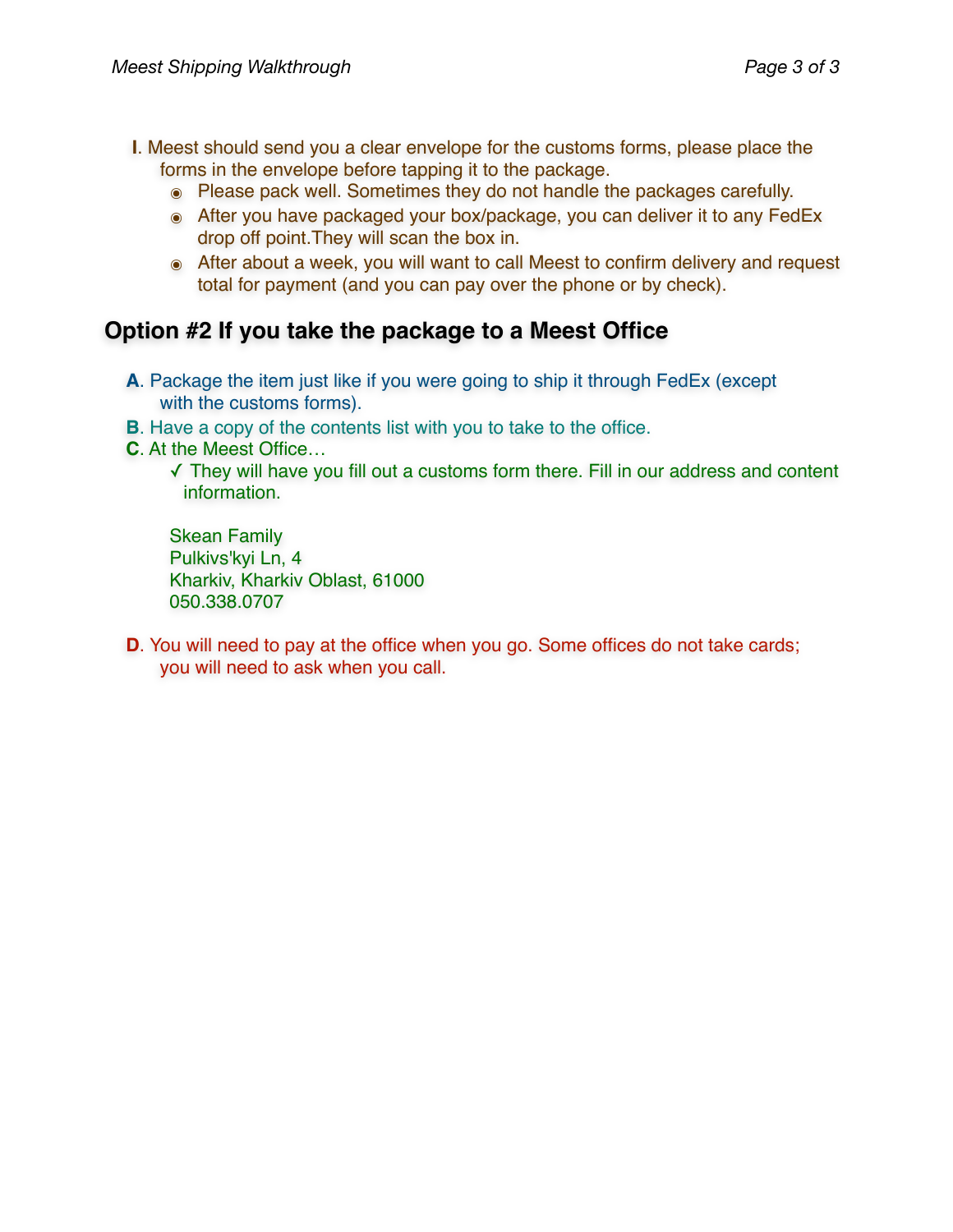I. Meest should send you a clear envelope for the customs forms, please place the forms in the envelope before tapping it to the package.

- Please pack well. Sometimes they do not handle the packages carefully.
- After you have packaged your box/package, you can deliver it to any FedEx drop off point.They will scan the box in.
- After about a week, you will want to call Meest to confirm delivery and request total for payment (and you can pay over the phone or by check).

## Option #2 If you take the package to a Meest Office

A. Package the item just like if you were going to ship it through FedEx (except with the customs forms).

B. Have a copy of the contents list with you to take to the office.

C. At the Meest Office…

✓ They will have you fill out a customs form there. Fill in our address and content information.

Skean Family
Pulkivs'kyi Ln, 4
Kharkiv, Kharkiv Oblast, 61000
050.338.0707

D. You will need to pay at the office when you go. Some offices do not take cards; you will need to ask when you call.